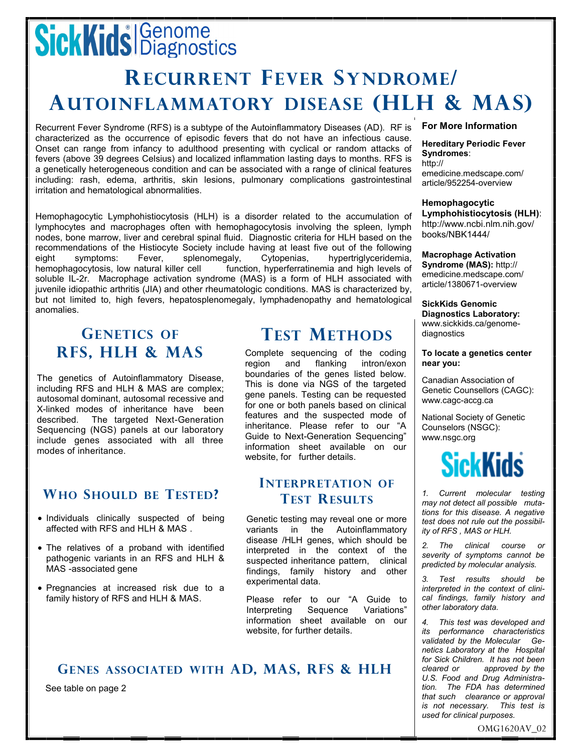# SickKids | Genome Diagnostics

# Recurrent Fever Syndrome/ Autoinflammatory disease (HLH & MAS)

Recurrent Fever Syndrome (RFS) is a subtype of the Autoinflammatory Diseases (AD). RF is characterized as the occurrence of episodic fevers that do not have an infectious cause. Onset can range from infancy to adulthood presenting with cyclical or random attacks of fevers (above 39 degrees Celsius) and localized inflammation lasting days to months. RFS is a genetically heterogeneous condition and can be associated with a range of clinical features including: rash, edema, arthritis, skin lesions, pulmonary complications gastrointestinal irritation and hematological abnormalities.

Hemophagocytic Lymphohistiocytosis (HLH) is a disorder related to the accumulation of lymphocytes and macrophages often with hemophagocytosis involving the spleen, lymph nodes, bone marrow, liver and cerebral spinal fluid. Diagnostic criteria for HLH based on the recommendations of the Histiocyte Society include having at least five out of the following eight symptoms: Fever, splenomegaly, Cytopenias, hypertriglyceridemia, hemophagocytosis, low natural killer cell function, hyperferratinemia and high levels of soluble IL-2r. Macrophage activation syndrome (MAS) is a form of HLH associated with juvenile idiopathic arthritis (JIA) and other rheumatologic conditions. MAS is characterized by, but not limited to, high fevers, hepatosplenomegaly, lymphadenopathy and hematological anomalies.

## Genetics of RFS, HLH & MAS

The genetics of Autoinflammatory Disease, including RFS and HLH & MAS are complex; autosomal dominant, autosomal recessive and X-linked modes of inheritance have been described. The targeted Next-Generation Sequencing (NGS) panels at our laboratory include genes associated with all three modes of inheritance.

## Who Should be Tested?

- Individuals clinically suspected of being affected with RFS and HLH & MAS .
- The relatives of a proband with identified pathogenic variants in an RFS and HLH & MAS -associated gene
- Pregnancies at increased risk due to a family history of RFS and HLH & MAS.

## Test Methods

Complete sequencing of the coding region and flanking intron/exon boundaries of the genes listed below. This is done via NGS of the targeted gene panels. Testing can be requested for one or both panels based on clinical features and the suspected mode of inheritance. Please refer to our "A Guide to Next-Generation Sequencing" information sheet available on our website, for further details.

## Interpretation of Test Results

Genetic testing may reveal one or more variants in the Autoinflammatory disease /HLH genes, which should be interpreted in the context of the suspected inheritance pattern, clinical findings, family history and other experimental data.

Please refer to our "A Guide to Interpreting Sequence Variations" information sheet available on our website, for further details.

## Genes associated with AD, MAS, RFS & HLH

See table on page 2

### For More Information

**Hereditary Periodic Fever Syndromes**: http://emedicine.medscape.com/article/952254-overview

**Hemophagocytic Lymphohistiocytosis (HLH)**: http://www.ncbi.nlm.nih.gov/books/NBK1444/

**Macrophage Activation Syndrome (MAS):** http://emedicine.medscape.com/article/1380671-overview

**SickKids Genomic Diagnostics Laboratory:** www.sickkids.ca/genome-diagnostics

**To locate a genetics center near you:**

Canadian Association of Genetic Counsellors (CAGC): www.cagc-accg.ca

National Society of Genetic Counselors (NSGC): www.nsgc.org

SickKids

*1. Current molecular testing may not detect all possible mutations for this disease. A negative test does not rule out the possibility of RFS , MAS or HLH.*

*2. The clinical course or severity of symptoms cannot be predicted by molecular analysis.*

*3. Test results should be interpreted in the context of clinical findings, family history and other laboratory data.*

*4. This test was developed and its performance characteristics validated by the Molecular Genetics Laboratory at the Hospital for Sick Children. It has not been cleared or approved by the U.S. Food and Drug Administration. The FDA has determined that such clearance or approval is not necessary. This test is used for clinical purposes.*

OMG1620AV_02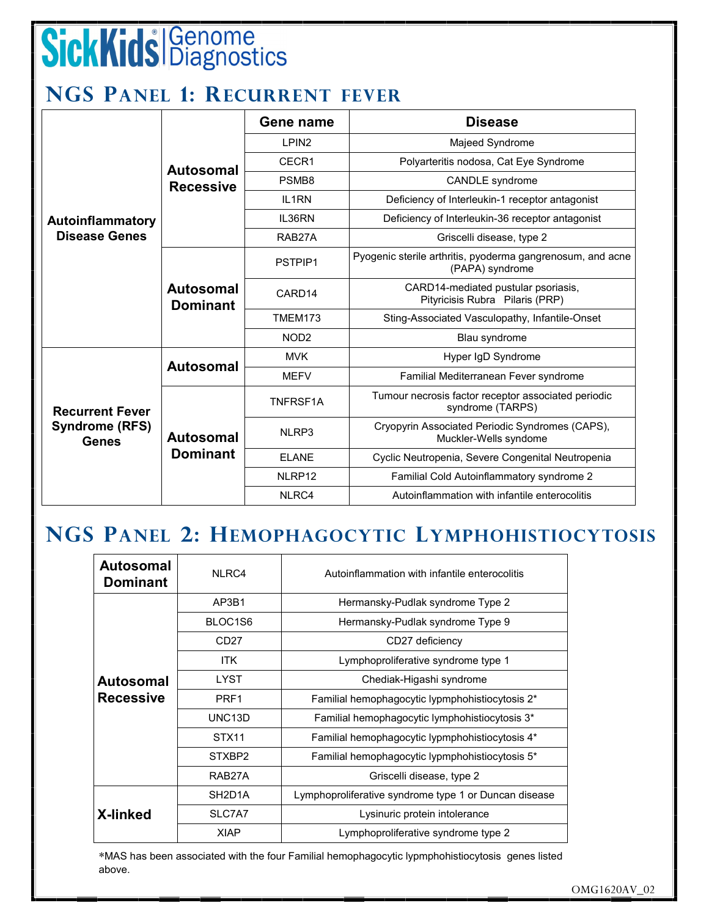SickKids® Genome Diagnostics

## NGS Panel 1: Recurrent fever

| | | Gene name | Disease |
|---|---|---|---|
| Autoinflammatory Disease Genes | Autosomal Recessive | LPIN2 | Majeed Syndrome |
| | | CECR1 | Polyarteritis nodosa, Cat Eye Syndrome |
| | | PSMB8 | CANDLE syndrome |
| | | IL1RN | Deficiency of Interleukin-1 receptor antagonist |
| | | IL36RN | Deficiency of Interleukin-36 receptor antagonist |
| | | RAB27A | Griscelli disease, type 2 |
| | Autosomal Dominant | PSTPIP1 | Pyogenic sterile arthritis, pyoderma gangrenosum, and acne (PAPA) syndrome |
| | | CARD14 | CARD14-mediated pustular psoriasis, Pityricisis Rubra Pilaris (PRP) |
| | | TMEM173 | Sting-Associated Vasculopathy, Infantile-Onset |
| | | NOD2 | Blau syndrome |
| Recurrent Fever Syndrome (RFS) Genes | Autosomal | MVK | Hyper IgD Syndrome |
| | | MEFV | Familial Mediterranean Fever syndrome |
| | Autosomal Dominant | TNFRSF1A | Tumour necrosis factor receptor associated periodic syndrome (TARPS) |
| | | NLRP3 | Cryopyrin Associated Periodic Syndromes (CAPS), Muckler-Wells syndome |
| | | ELANE | Cyclic Neutropenia, Severe Congenital Neutropenia |
| | | NLRP12 | Familial Cold Autoinflammatory syndrome 2 |
| | | NLRC4 | Autoinflammation with infantile enterocolitis |

## NGS Panel 2: Hemophagocytic Lymphohistiocytosis

| | | |
|---|---|---|
| Autosomal Dominant | NLRC4 | Autoinflammation with infantile enterocolitis |
| Autosomal Recessive | AP3B1 | Hermansky-Pudlak syndrome Type 2 |
| | BLOC1S6 | Hermansky-Pudlak syndrome Type 9 |
| | CD27 | CD27 deficiency |
| | ITK | Lymphoproliferative syndrome type 1 |
| | LYST | Chediak-Higashi syndrome |
| | PRF1 | Familial hemophagocytic lypmphohistiocytosis 2* |
| | UNC13D | Familial hemophagocytic lymphohistiocytosis 3* |
| | STX11 | Familial hemophagocytic lypmphohistiocytosis 4* |
| | STXBP2 | Familial hemophagocytic lypmphohistiocytosis 5* |
| | RAB27A | Griscelli disease, type 2 |
| X-linked | SH2D1A | Lymphoproliferative syndrome type 1 or Duncan disease |
| | SLC7A7 | Lysinuric protein intolerance |
| | XIAP | Lymphoproliferative syndrome type 2 |

*MAS has been associated with the four Familial hemophagocytic lypmphohistiocytosis genes listed above.

OMG1620AV_02